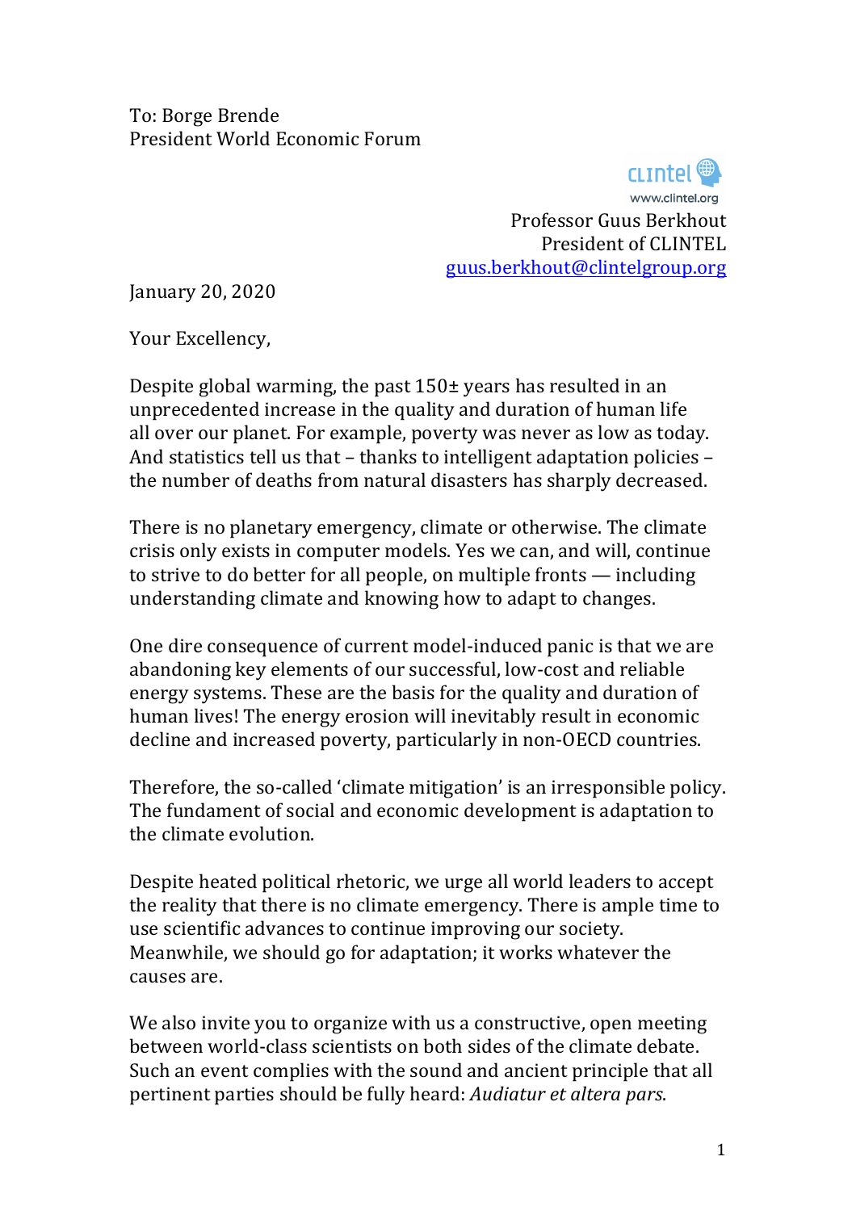To: Borge Brende
President World Economic Forum

CLINTEL
www.clintel.org

Professor Guus Berkhout
President of CLINTEL
[guus.berkhout@clintelgroup.org](mailto:guus.berkhout@clintelgroup.org)

January 20, 2020

Your Excellency,

Despite global warming, the past 150± years has resulted in an unprecedented increase in the quality and duration of human life all over our planet. For example, poverty was never as low as today. And statistics tell us that – thanks to intelligent adaptation policies – the number of deaths from natural disasters has sharply decreased.

There is no planetary emergency, climate or otherwise. The climate crisis only exists in computer models. Yes we can, and will, continue to strive to do better for all people, on multiple fronts — including understanding climate and knowing how to adapt to changes.

One dire consequence of current model-induced panic is that we are abandoning key elements of our successful, low-cost and reliable energy systems. These are the basis for the quality and duration of human lives! The energy erosion will inevitably result in economic decline and increased poverty, particularly in non-OECD countries.

Therefore, the so-called 'climate mitigation' is an irresponsible policy. The fundament of social and economic development is adaptation to the climate evolution.

Despite heated political rhetoric, we urge all world leaders to accept the reality that there is no climate emergency. There is ample time to use scientific advances to continue improving our society. Meanwhile, we should go for adaptation; it works whatever the causes are.

We also invite you to organize with us a constructive, open meeting between world-class scientists on both sides of the climate debate. Such an event complies with the sound and ancient principle that all pertinent parties should be fully heard: *Audiatur et altera pars*.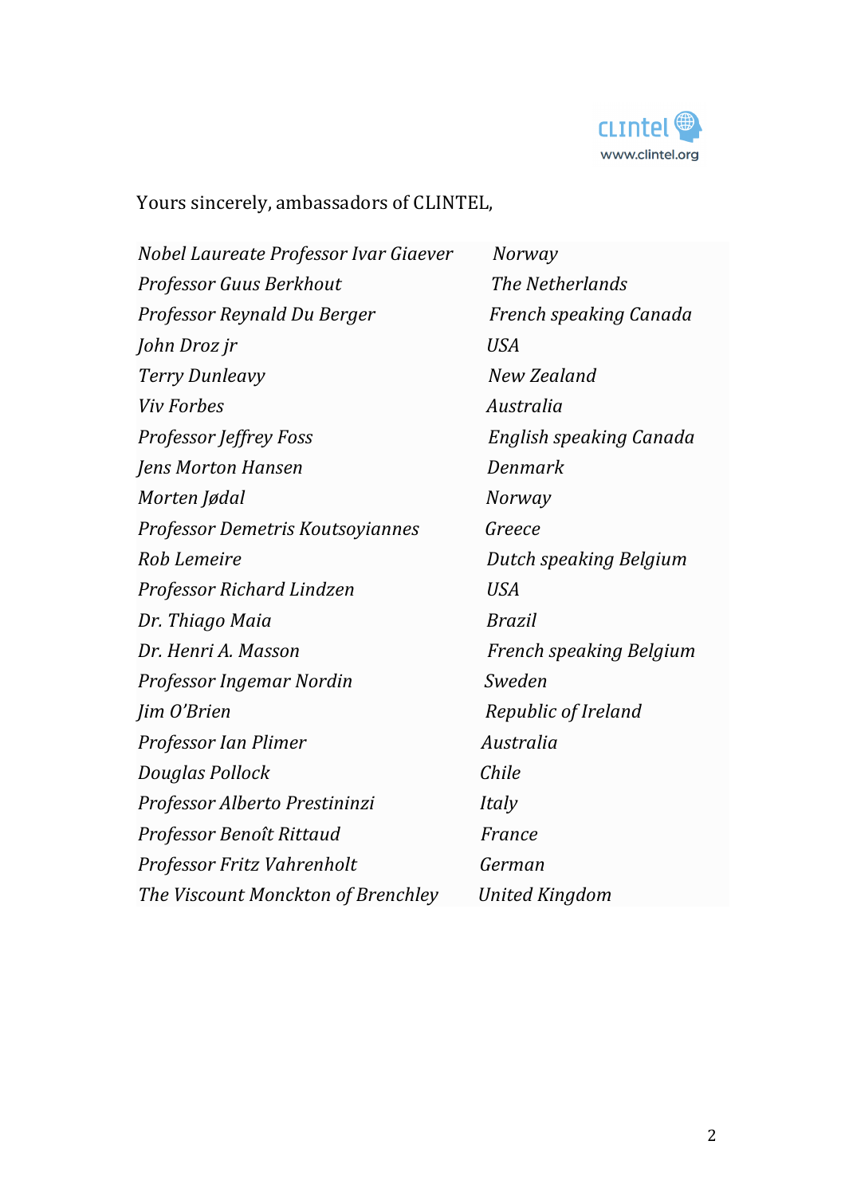Yours sincerely, ambassadors of CLINTEL,

| | |
|---|---|
| *Nobel Laureate Professor Ivar Giaever* | *Norway* |
| *Professor Guus Berkhout* | *The Netherlands* |
| *Professor Reynald Du Berger* | *French speaking Canada* |
| *John Droz jr* | *USA* |
| *Terry Dunleavy* | *New Zealand* |
| *Viv Forbes* | *Australia* |
| *Professor Jeffrey Foss* | *English speaking Canada* |
| *Jens Morton Hansen* | *Denmark* |
| *Morten Jødal* | *Norway* |
| *Professor Demetris Koutsoyiannes* | *Greece* |
| *Rob Lemeire* | *Dutch speaking Belgium* |
| *Professor Richard Lindzen* | *USA* |
| *Dr. Thiago Maia* | *Brazil* |
| *Dr. Henri A. Masson* | *French speaking Belgium* |
| *Professor Ingemar Nordin* | *Sweden* |
| *Jim O'Brien* | *Republic of Ireland* |
| *Professor Ian Plimer* | *Australia* |
| *Douglas Pollock* | *Chile* |
| *Professor Alberto Prestininzi* | *Italy* |
| *Professor Benoît Rittaud* | *France* |
| *Professor Fritz Vahrenholt* | *German* |
| *The Viscount Monckton of Brenchley* | *United Kingdom* |